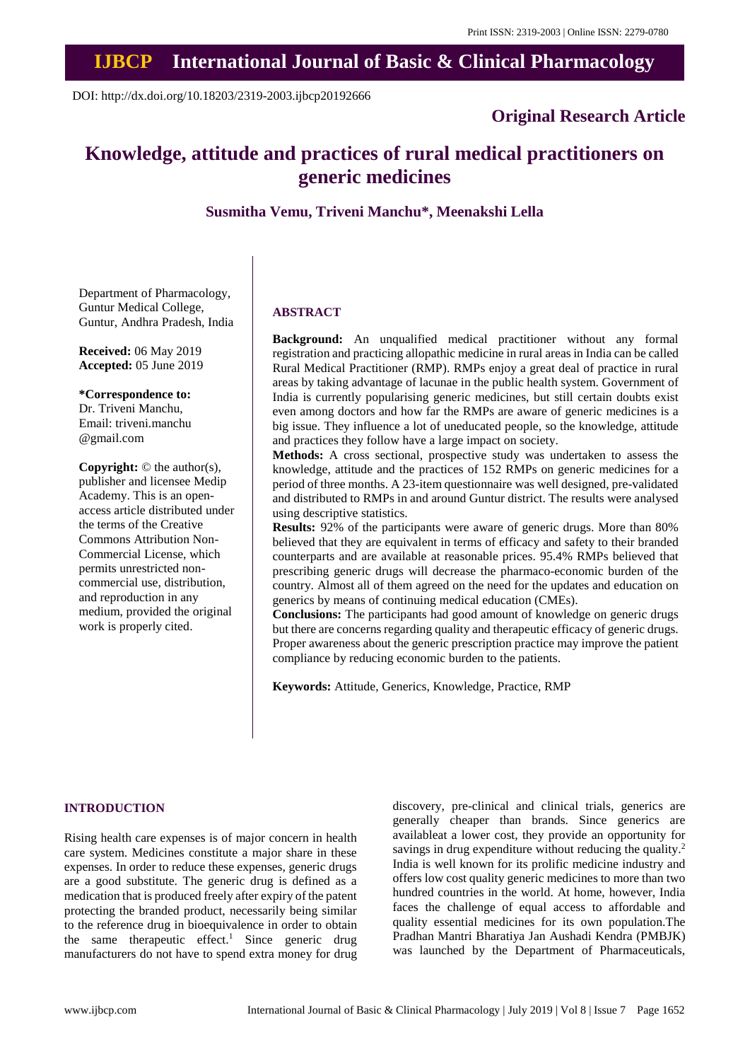Print ISSN: 2319-2003 | Online ISSN: 2279-0780

# IJBCP International Journal of Basic & Clinical Pharmacology

DOI: http://dx.doi.org/10.18203/2319-2003.ijbcp20192666

**Original Research Article**

# Knowledge, attitude and practices of rural medical practitioners on generic medicines

**Susmitha Vemu, Triveni Manchu*, Meenakshi Lella**

Department of Pharmacology, Guntur Medical College, Guntur, Andhra Pradesh, India

**Received:** 06 May 2019
**Accepted:** 05 June 2019

**\*Correspondence to:**
Dr. Triveni Manchu,
Email: triveni.manchu@gmail.com

**Copyright:** © the author(s), publisher and licensee Medip Academy. This is an open-access article distributed under the terms of the Creative Commons Attribution Non-Commercial License, which permits unrestricted non-commercial use, distribution, and reproduction in any medium, provided the original work is properly cited.

## ABSTRACT

**Background:** An unqualified medical practitioner without any formal registration and practicing allopathic medicine in rural areas in India can be called Rural Medical Practitioner (RMP). RMPs enjoy a great deal of practice in rural areas by taking advantage of lacunae in the public health system. Government of India is currently popularising generic medicines, but still certain doubts exist even among doctors and how far the RMPs are aware of generic medicines is a big issue. They influence a lot of uneducated people, so the knowledge, attitude and practices they follow have a large impact on society.

**Methods:** A cross sectional, prospective study was undertaken to assess the knowledge, attitude and the practices of 152 RMPs on generic medicines for a period of three months. A 23-item questionnaire was well designed, pre-validated and distributed to RMPs in and around Guntur district. The results were analysed using descriptive statistics.

**Results:** 92% of the participants were aware of generic drugs. More than 80% believed that they are equivalent in terms of efficacy and safety to their branded counterparts and are available at reasonable prices. 95.4% RMPs believed that prescribing generic drugs will decrease the pharmaco-economic burden of the country. Almost all of them agreed on the need for the updates and education on generics by means of continuing medical education (CMEs).

**Conclusions:** The participants had good amount of knowledge on generic drugs but there are concerns regarding quality and therapeutic efficacy of generic drugs. Proper awareness about the generic prescription practice may improve the patient compliance by reducing economic burden to the patients.

**Keywords:** Attitude, Generics, Knowledge, Practice, RMP

## INTRODUCTION

Rising health care expenses is of major concern in health care system. Medicines constitute a major share in these expenses. In order to reduce these expenses, generic drugs are a good substitute. The generic drug is defined as a medication that is produced freely after expiry of the patent protecting the branded product, necessarily being similar to the reference drug in bioequivalence in order to obtain the same therapeutic effect.[1] Since generic drug manufacturers do not have to spend extra money for drug discovery, pre-clinical and clinical trials, generics are generally cheaper than brands. Since generics are availableat a lower cost, they provide an opportunity for savings in drug expenditure without reducing the quality.[2] India is well known for its prolific medicine industry and offers low cost quality generic medicines to more than two hundred countries in the world. At home, however, India faces the challenge of equal access to affordable and quality essential medicines for its own population.The Pradhan Mantri Bharatiya Jan Aushadi Kendra (PMBJK) was launched by the Department of Pharmaceuticals,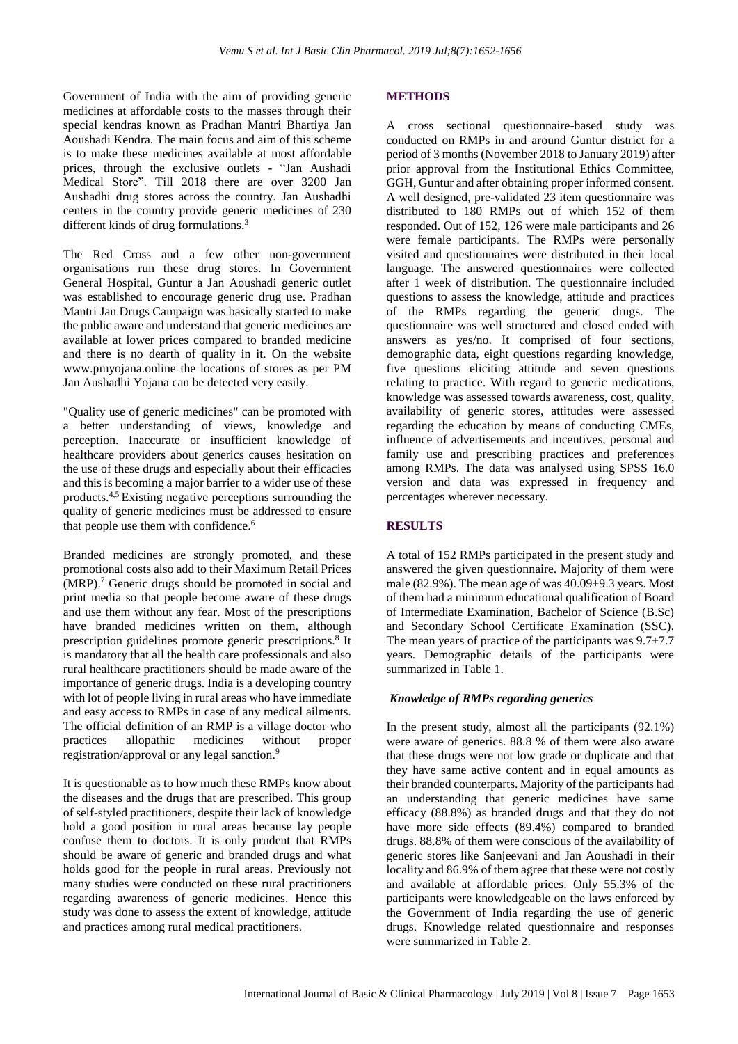Government of India with the aim of providing generic medicines at affordable costs to the masses through their special kendras known as Pradhan Mantri Bhartiya Jan Aoushadi Kendra. The main focus and aim of this scheme is to make these medicines available at most affordable prices, through the exclusive outlets - "Jan Aushadi Medical Store". Till 2018 there are over 3200 Jan Aushadhi drug stores across the country. Jan Aushadhi centers in the country provide generic medicines of 230 different kinds of drug formulations.[3]

The Red Cross and a few other non-government organisations run these drug stores. In Government General Hospital, Guntur a Jan Aoushadi generic outlet was established to encourage generic drug use. Pradhan Mantri Jan Drugs Campaign was basically started to make the public aware and understand that generic medicines are available at lower prices compared to branded medicine and there is no dearth of quality in it. On the website www.pmyojana.online the locations of stores as per PM Jan Aushadhi Yojana can be detected very easily.

"Quality use of generic medicines" can be promoted with a better understanding of views, knowledge and perception. Inaccurate or insufficient knowledge of healthcare providers about generics causes hesitation on the use of these drugs and especially about their efficacies and this is becoming a major barrier to a wider use of these products.[4,5] Existing negative perceptions surrounding the quality of generic medicines must be addressed to ensure that people use them with confidence.[6]

Branded medicines are strongly promoted, and these promotional costs also add to their Maximum Retail Prices (MRP).[7] Generic drugs should be promoted in social and print media so that people become aware of these drugs and use them without any fear. Most of the prescriptions have branded medicines written on them, although prescription guidelines promote generic prescriptions.[8] It is mandatory that all the health care professionals and also rural healthcare practitioners should be made aware of the importance of generic drugs. India is a developing country with lot of people living in rural areas who have immediate and easy access to RMPs in case of any medical ailments. The official definition of an RMP is a village doctor who practices allopathic medicines without proper registration/approval or any legal sanction.[9]

It is questionable as to how much these RMPs know about the diseases and the drugs that are prescribed. This group of self-styled practitioners, despite their lack of knowledge hold a good position in rural areas because lay people confuse them to doctors. It is only prudent that RMPs should be aware of generic and branded drugs and what holds good for the people in rural areas. Previously not many studies were conducted on these rural practitioners regarding awareness of generic medicines. Hence this study was done to assess the extent of knowledge, attitude and practices among rural medical practitioners.

## METHODS

A cross sectional questionnaire-based study was conducted on RMPs in and around Guntur district for a period of 3 months (November 2018 to January 2019) after prior approval from the Institutional Ethics Committee, GGH, Guntur and after obtaining proper informed consent. A well designed, pre-validated 23 item questionnaire was distributed to 180 RMPs out of which 152 of them responded. Out of 152, 126 were male participants and 26 were female participants. The RMPs were personally visited and questionnaires were distributed in their local language. The answered questionnaires were collected after 1 week of distribution. The questionnaire included questions to assess the knowledge, attitude and practices of the RMPs regarding the generic drugs. The questionnaire was well structured and closed ended with answers as yes/no. It comprised of four sections, demographic data, eight questions regarding knowledge, five questions eliciting attitude and seven questions relating to practice. With regard to generic medications, knowledge was assessed towards awareness, cost, quality, availability of generic stores, attitudes were assessed regarding the education by means of conducting CMEs, influence of advertisements and incentives, personal and family use and prescribing practices and preferences among RMPs. The data was analysed using SPSS 16.0 version and data was expressed in frequency and percentages wherever necessary.

## RESULTS

A total of 152 RMPs participated in the present study and answered the given questionnaire. Majority of them were male (82.9%). The mean age of was 40.09±9.3 years. Most of them had a minimum educational qualification of Board of Intermediate Examination, Bachelor of Science (B.Sc) and Secondary School Certificate Examination (SSC). The mean years of practice of the participants was 9.7±7.7 years. Demographic details of the participants were summarized in Table 1.

### *Knowledge of RMPs regarding generics*

In the present study, almost all the participants (92.1%) were aware of generics. 88.8 % of them were also aware that these drugs were not low grade or duplicate and that they have same active content and in equal amounts as their branded counterparts. Majority of the participants had an understanding that generic medicines have same efficacy (88.8%) as branded drugs and that they do not have more side effects (89.4%) compared to branded drugs. 88.8% of them were conscious of the availability of generic stores like Sanjeevani and Jan Aoushadi in their locality and 86.9% of them agree that these were not costly and available at affordable prices. Only 55.3% of the participants were knowledgeable on the laws enforced by the Government of India regarding the use of generic drugs. Knowledge related questionnaire and responses were summarized in Table 2.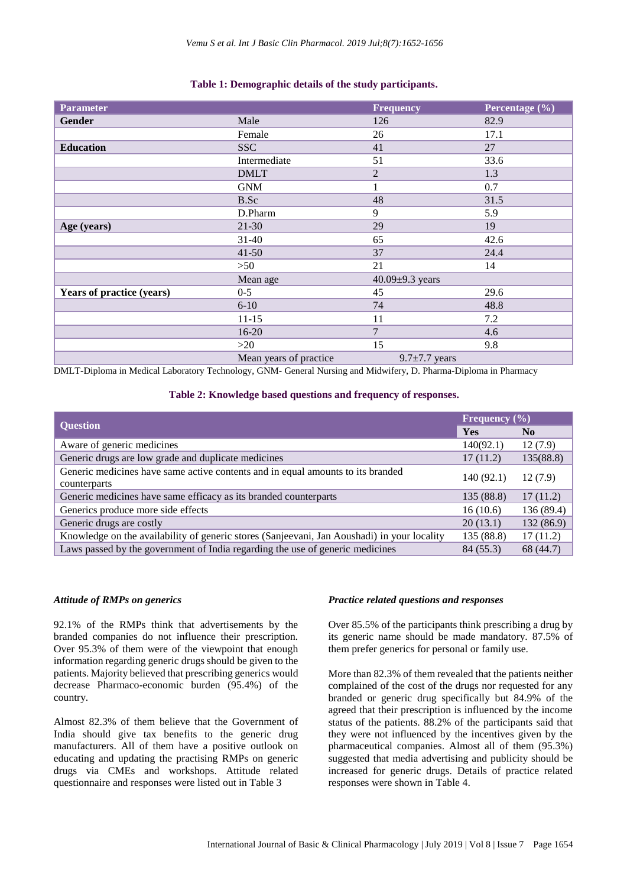**Table 1: Demographic details of the study participants.**

| Parameter | | Frequency | Percentage (%) |
|---|---|---|---|
| **Gender** | Male | 126 | 82.9 |
| | Female | 26 | 17.1 |
| **Education** | SSC | 41 | 27 |
| | Intermediate | 51 | 33.6 |
| | DMLT | 2 | 1.3 |
| | GNM | 1 | 0.7 |
| | B.Sc | 48 | 31.5 |
| | D.Pharm | 9 | 5.9 |
| **Age (years)** | 21-30 | 29 | 19 |
| | 31-40 | 65 | 42.6 |
| | 41-50 | 37 | 24.4 |
| | >50 | 21 | 14 |
| | Mean age | 40.09±9.3 years | |
| **Years of practice (years)** | 0-5 | 45 | 29.6 |
| | 6-10 | 74 | 48.8 |
| | 11-15 | 11 | 7.2 |
| | 16-20 | 7 | 4.6 |
| | >20 | 15 | 9.8 |
| | Mean years of practice | 9.7±7.7 years | |

DMLT-Diploma in Medical Laboratory Technology, GNM- General Nursing and Midwifery, D. Pharma-Diploma in Pharmacy

**Table 2: Knowledge based questions and frequency of responses.**

| Question | Frequency (%) | |
|---|---|---|
| | Yes | No |
| Aware of generic medicines | 140(92.1) | 12 (7.9) |
| Generic drugs are low grade and duplicate medicines | 17 (11.2) | 135(88.8) |
| Generic medicines have same active contents and in equal amounts to its branded counterparts | 140 (92.1) | 12 (7.9) |
| Generic medicines have same efficacy as its branded counterparts | 135 (88.8) | 17 (11.2) |
| Generics produce more side effects | 16 (10.6) | 136 (89.4) |
| Generic drugs are costly | 20 (13.1) | 132 (86.9) |
| Knowledge on the availability of generic stores (Sanjeevani, Jan Aoushadi) in your locality | 135 (88.8) | 17 (11.2) |
| Laws passed by the government of India regarding the use of generic medicines | 84 (55.3) | 68 (44.7) |

### *Attitude of RMPs on generics*

92.1% of the RMPs think that advertisements by the branded companies do not influence their prescription. Over 95.3% of them were of the viewpoint that enough information regarding generic drugs should be given to the patients. Majority believed that prescribing generics would decrease Pharmaco-economic burden (95.4%) of the country.

Almost 82.3% of them believe that the Government of India should give tax benefits to the generic drug manufacturers. All of them have a positive outlook on educating and updating the practising RMPs on generic drugs via CMEs and workshops. Attitude related questionnaire and responses were listed out in Table 3

### *Practice related questions and responses*

Over 85.5% of the participants think prescribing a drug by its generic name should be made mandatory. 87.5% of them prefer generics for personal or family use.

More than 82.3% of them revealed that the patients neither complained of the cost of the drugs nor requested for any branded or generic drug specifically but 84.9% of the agreed that their prescription is influenced by the income status of the patients. 88.2% of the participants said that they were not influenced by the incentives given by the pharmaceutical companies. Almost all of them (95.3%) suggested that media advertising and publicity should be increased for generic drugs. Details of practice related responses were shown in Table 4.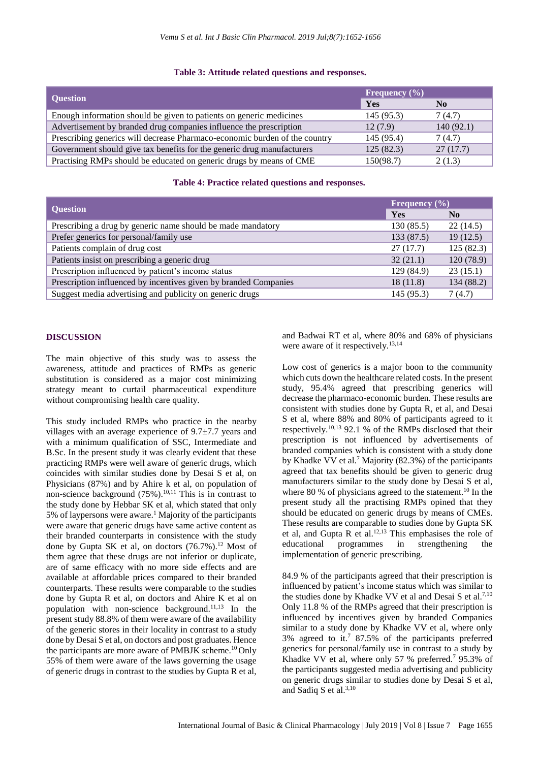**Table 3: Attitude related questions and responses.**

| Question | Frequency (%) | |
|---|---|---|
| | Yes | No |
| Enough information should be given to patients on generic medicines | 145 (95.3) | 7 (4.7) |
| Advertisement by branded drug companies influence the prescription | 12 (7.9) | 140 (92.1) |
| Prescribing generics will decrease Pharmaco-economic burden of the country | 145 (95.4) | 7 (4.7) |
| Government should give tax benefits for the generic drug manufacturers | 125 (82.3) | 27 (17.7) |
| Practising RMPs should be educated on generic drugs by means of CME | 150(98.7) | 2 (1.3) |

**Table 4: Practice related questions and responses.**

| Question | Frequency (%) | |
|---|---|---|
| | Yes | No |
| Prescribing a drug by generic name should be made mandatory | 130 (85.5) | 22 (14.5) |
| Prefer generics for personal/family use | 133 (87.5) | 19 (12.5) |
| Patients complain of drug cost | 27 (17.7) | 125 (82.3) |
| Patients insist on prescribing a generic drug | 32 (21.1) | 120 (78.9) |
| Prescription influenced by patient's income status | 129 (84.9) | 23 (15.1) |
| Prescription influenced by incentives given by branded Companies | 18 (11.8) | 134 (88.2) |
| Suggest media advertising and publicity on generic drugs | 145 (95.3) | 7 (4.7) |

## DISCUSSION

The main objective of this study was to assess the awareness, attitude and practices of RMPs as generic substitution is considered as a major cost minimizing strategy meant to curtail pharmaceutical expenditure without compromising health care quality.

This study included RMPs who practice in the nearby villages with an average experience of 9.7±7.7 years and with a minimum qualification of SSC, Intermediate and B.Sc. In the present study it was clearly evident that these practicing RMPs were well aware of generic drugs, which coincides with similar studies done by Desai S et al, on Physicians (87%) and by Ahire k et al, on population of non-science background (75%).[10,11] This is in contrast to the study done by Hebbar SK et al, which stated that only 5% of laypersons were aware.[1] Majority of the participants were aware that generic drugs have same active content as their branded counterparts in consistence with the study done by Gupta SK et al, on doctors (76.7%).[12] Most of them agree that these drugs are not inferior or duplicate, are of same efficacy with no more side effects and are available at affordable prices compared to their branded counterparts. These results were comparable to the studies done by Gupta R et al, on doctors and Ahire K et al on population with non-science background.[11,13] In the present study 88.8% of them were aware of the availability of the generic stores in their locality in contrast to a study done by Desai S et al, on doctors and post graduates. Hence the participants are more aware of PMBJK scheme.[10] Only 55% of them were aware of the laws governing the usage of generic drugs in contrast to the studies by Gupta R et al, and Badwai RT et al, where 80% and 68% of physicians were aware of it respectively.[13,14]

Low cost of generics is a major boon to the community which cuts down the healthcare related costs. In the present study, 95.4% agreed that prescribing generics will decrease the pharmaco-economic burden. These results are consistent with studies done by Gupta R, et al, and Desai S et al, where 88% and 80% of participants agreed to it respectively.[10,13] 92.1 % of the RMPs disclosed that their prescription is not influenced by advertisements of branded companies which is consistent with a study done by Khadke VV et al.[7] Majority (82.3%) of the participants agreed that tax benefits should be given to generic drug manufacturers similar to the study done by Desai S et al, where 80 % of physicians agreed to the statement.[10] In the present study all the practising RMPs opined that they should be educated on generic drugs by means of CMEs. These results are comparable to studies done by Gupta SK et al, and Gupta R et al.[12,13] This emphasises the role of educational programmes in strengthening the implementation of generic prescribing.

84.9 % of the participants agreed that their prescription is influenced by patient's income status which was similar to the studies done by Khadke VV et al and Desai S et al.[7,10] Only 11.8 % of the RMPs agreed that their prescription is influenced by incentives given by branded Companies similar to a study done by Khadke VV et al, where only 3% agreed to it.[7] 87.5% of the participants preferred generics for personal/family use in contrast to a study by Khadke VV et al, where only 57 % preferred.[7] 95.3% of the participants suggested media advertising and publicity on generic drugs similar to studies done by Desai S et al, and Sadiq S et al.[3,10]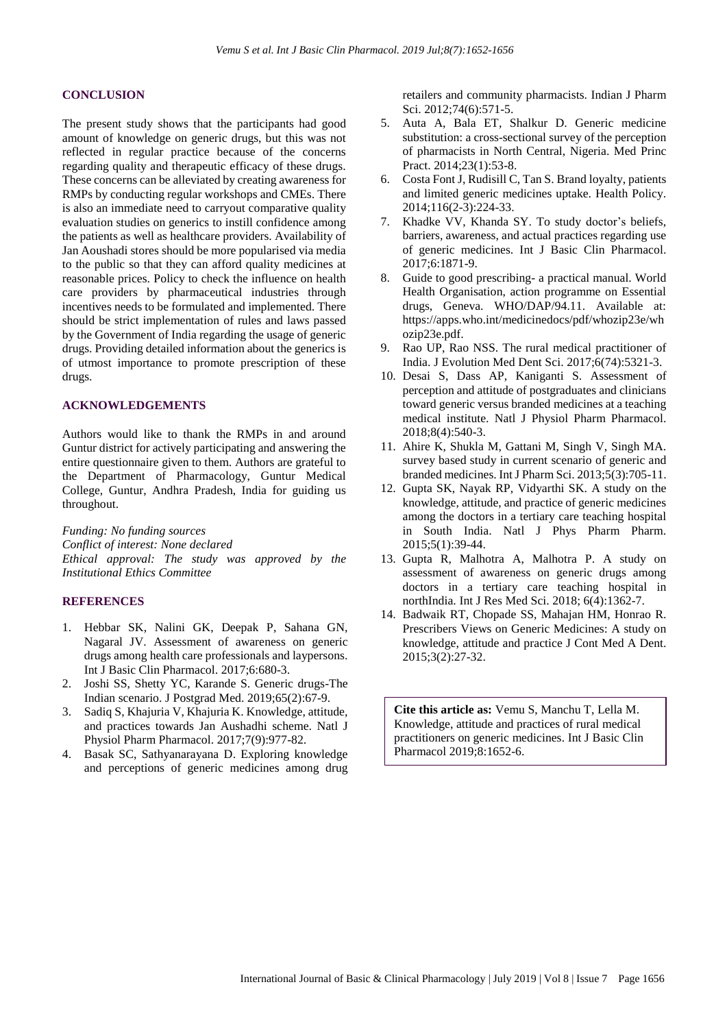## CONCLUSION

The present study shows that the participants had good amount of knowledge on generic drugs, but this was not reflected in regular practice because of the concerns regarding quality and therapeutic efficacy of these drugs. These concerns can be alleviated by creating awareness for RMPs by conducting regular workshops and CMEs. There is also an immediate need to carryout comparative quality evaluation studies on generics to instill confidence among the patients as well as healthcare providers. Availability of Jan Aoushadi stores should be more popularised via media to the public so that they can afford quality medicines at reasonable prices. Policy to check the influence on health care providers by pharmaceutical industries through incentives needs to be formulated and implemented. There should be strict implementation of rules and laws passed by the Government of India regarding the usage of generic drugs. Providing detailed information about the generics is of utmost importance to promote prescription of these drugs.

## ACKNOWLEDGEMENTS

Authors would like to thank the RMPs in and around Guntur district for actively participating and answering the entire questionnaire given to them. Authors are grateful to the Department of Pharmacology, Guntur Medical College, Guntur, Andhra Pradesh, India for guiding us throughout.

*Funding: No funding sources*
*Conflict of interest: None declared*
*Ethical approval: The study was approved by the Institutional Ethics Committee*

## REFERENCES

1. Hebbar SK, Nalini GK, Deepak P, Sahana GN, Nagaral JV. Assessment of awareness on generic drugs among health care professionals and laypersons. Int J Basic Clin Pharmacol. 2017;6:680-3.
2. Joshi SS, Shetty YC, Karande S. Generic drugs-The Indian scenario. J Postgrad Med. 2019;65(2):67-9.
3. Sadiq S, Khajuria V, Khajuria K. Knowledge, attitude, and practices towards Jan Aushadhi scheme. Natl J Physiol Pharm Pharmacol. 2017;7(9):977-82.
4. Basak SC, Sathyanarayana D. Exploring knowledge and perceptions of generic medicines among drug retailers and community pharmacists. Indian J Pharm Sci. 2012;74(6):571-5.
5. Auta A, Bala ET, Shalkur D. Generic medicine substitution: a cross-sectional survey of the perception of pharmacists in North Central, Nigeria. Med Princ Pract. 2014;23(1):53-8.
6. Costa Font J, Rudisill C, Tan S. Brand loyalty, patients and limited generic medicines uptake. Health Policy. 2014;116(2-3):224-33.
7. Khadke VV, Khanda SY. To study doctor's beliefs, barriers, awareness, and actual practices regarding use of generic medicines. Int J Basic Clin Pharmacol. 2017;6:1871-9.
8. Guide to good prescribing- a practical manual. World Health Organisation, action programme on Essential drugs, Geneva. WHO/DAP/94.11. Available at: https://apps.who.int/medicinedocs/pdf/whozip23e/whozip23e.pdf.
9. Rao UP, Rao NSS. The rural medical practitioner of India. J Evolution Med Dent Sci. 2017;6(74):5321-3.
10. Desai S, Dass AP, Kaniganti S. Assessment of perception and attitude of postgraduates and clinicians toward generic versus branded medicines at a teaching medical institute. Natl J Physiol Pharm Pharmacol. 2018;8(4):540-3.
11. Ahire K, Shukla M, Gattani M, Singh V, Singh MA. survey based study in current scenario of generic and branded medicines. Int J Pharm Sci. 2013;5(3):705-11.
12. Gupta SK, Nayak RP, Vidyarthi SK. A study on the knowledge, attitude, and practice of generic medicines among the doctors in a tertiary care teaching hospital in South India. Natl J Phys Pharm Pharm. 2015;5(1):39-44.
13. Gupta R, Malhotra A, Malhotra P. A study on assessment of awareness on generic drugs among doctors in a tertiary care teaching hospital in northIndia. Int J Res Med Sci. 2018; 6(4):1362-7.
14. Badwaik RT, Chopade SS, Mahajan HM, Honrao R. Prescribers Views on Generic Medicines: A study on knowledge, attitude and practice J Cont Med A Dent. 2015;3(2):27-32.

**Cite this article as:** Vemu S, Manchu T, Lella M. Knowledge, attitude and practices of rural medical practitioners on generic medicines. Int J Basic Clin Pharmacol 2019;8:1652-6.